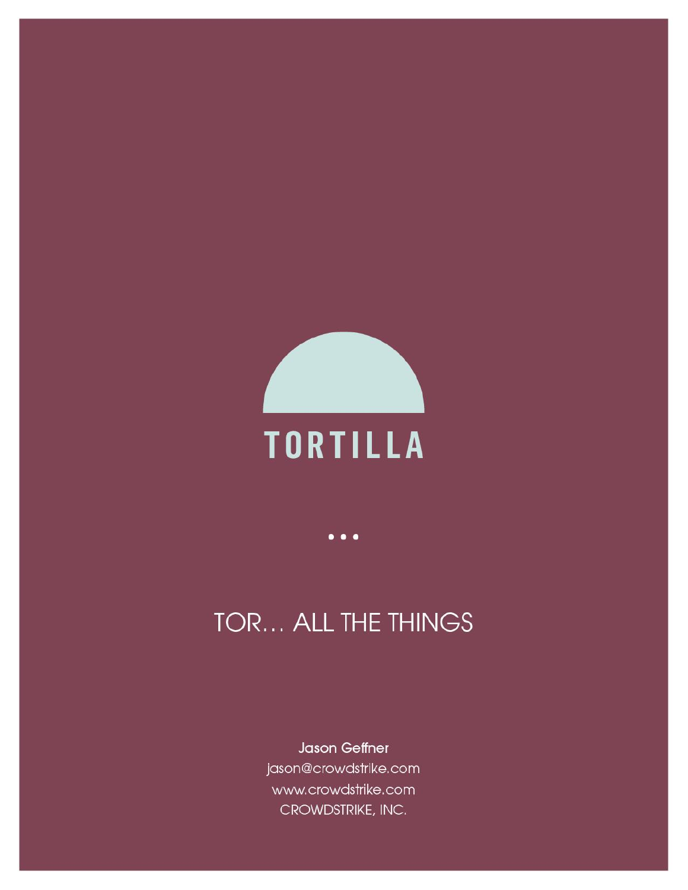# TORTILLA

• • •

## TOR… ALL THE THINGS

**Jason Geffner**
jason@crowdstrike.com
www.crowdstrike.com
CROWDSTRIKE, INC.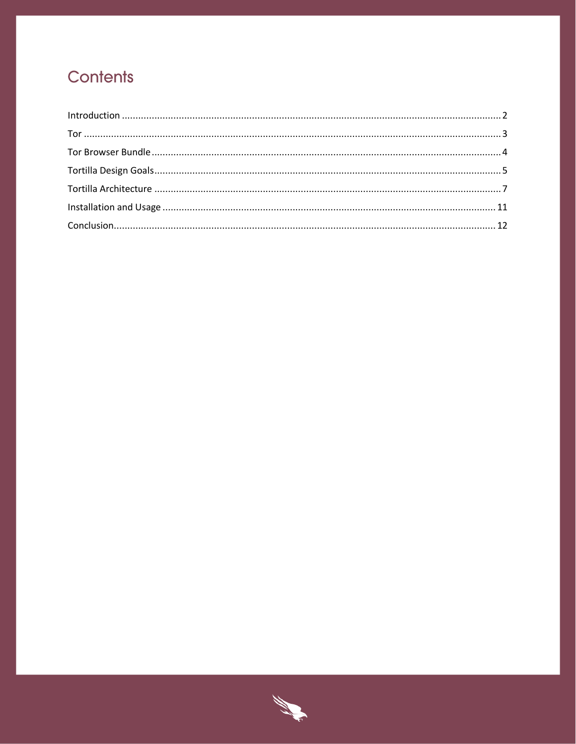# Contents

Introduction .......... 2
Tor .......... 3
Tor Browser Bundle .......... 4
Tortilla Design Goals .......... 5
Tortilla Architecture .......... 7
Installation and Usage .......... 11
Conclusion .......... 12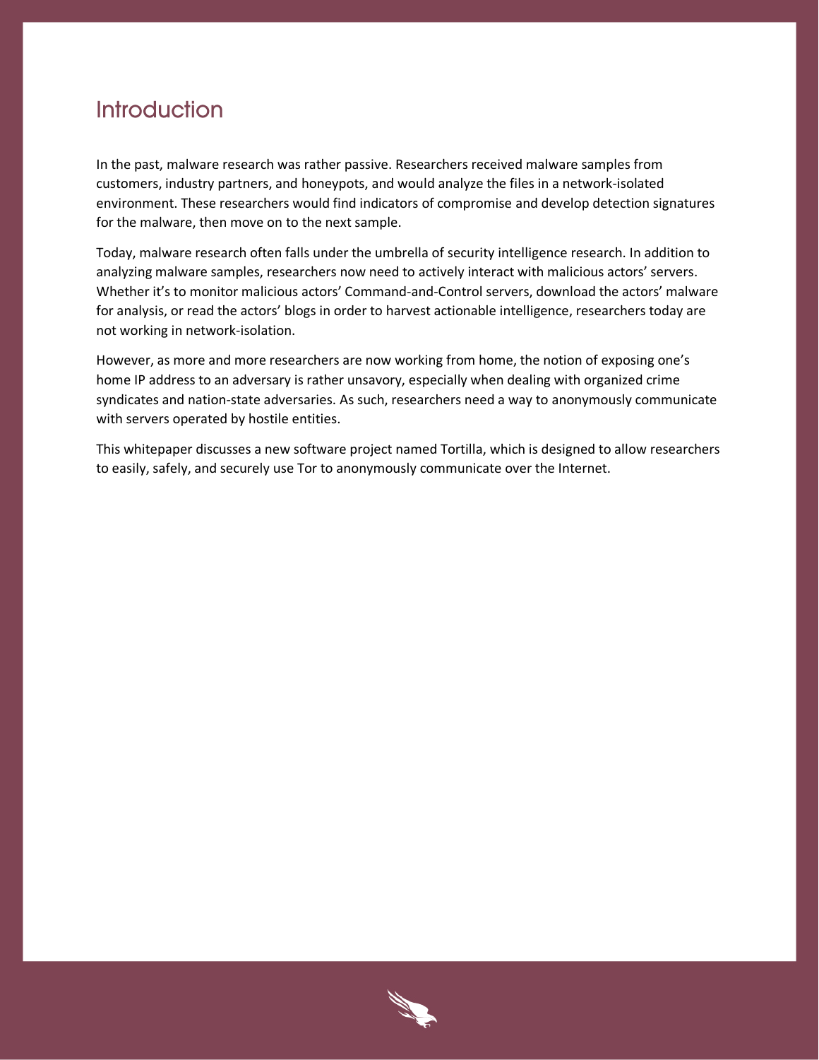# Introduction

In the past, malware research was rather passive. Researchers received malware samples from customers, industry partners, and honeypots, and would analyze the files in a network-isolated environment. These researchers would find indicators of compromise and develop detection signatures for the malware, then move on to the next sample.

Today, malware research often falls under the umbrella of security intelligence research. In addition to analyzing malware samples, researchers now need to actively interact with malicious actors' servers. Whether it's to monitor malicious actors' Command-and-Control servers, download the actors' malware for analysis, or read the actors' blogs in order to harvest actionable intelligence, researchers today are not working in network-isolation.

However, as more and more researchers are now working from home, the notion of exposing one's home IP address to an adversary is rather unsavory, especially when dealing with organized crime syndicates and nation-state adversaries. As such, researchers need a way to anonymously communicate with servers operated by hostile entities.

This whitepaper discusses a new software project named Tortilla, which is designed to allow researchers to easily, safely, and securely use Tor to anonymously communicate over the Internet.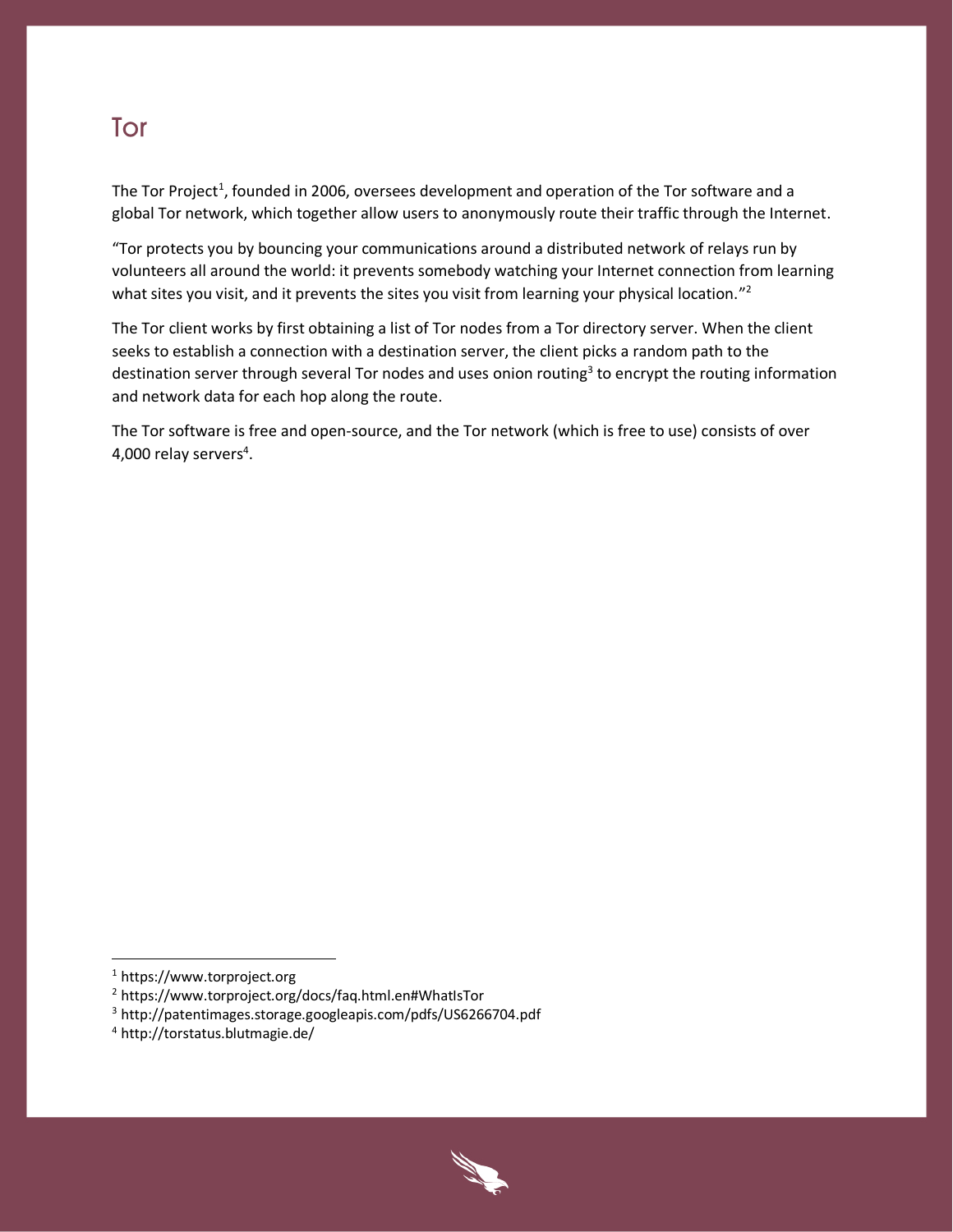# Tor

The Tor Project[1], founded in 2006, oversees development and operation of the Tor software and a global Tor network, which together allow users to anonymously route their traffic through the Internet.

"Tor protects you by bouncing your communications around a distributed network of relays run by volunteers all around the world: it prevents somebody watching your Internet connection from learning what sites you visit, and it prevents the sites you visit from learning your physical location."[2]

The Tor client works by first obtaining a list of Tor nodes from a Tor directory server. When the client seeks to establish a connection with a destination server, the client picks a random path to the destination server through several Tor nodes and uses onion routing[3] to encrypt the routing information and network data for each hop along the route.

The Tor software is free and open-source, and the Tor network (which is free to use) consists of over 4,000 relay servers[4].

---

[1] https://www.torproject.org
[2] https://www.torproject.org/docs/faq.html.en#WhatIsTor
[3] http://patentimages.storage.googleapis.com/pdfs/US6266704.pdf
[4] http://torstatus.blutmagie.de/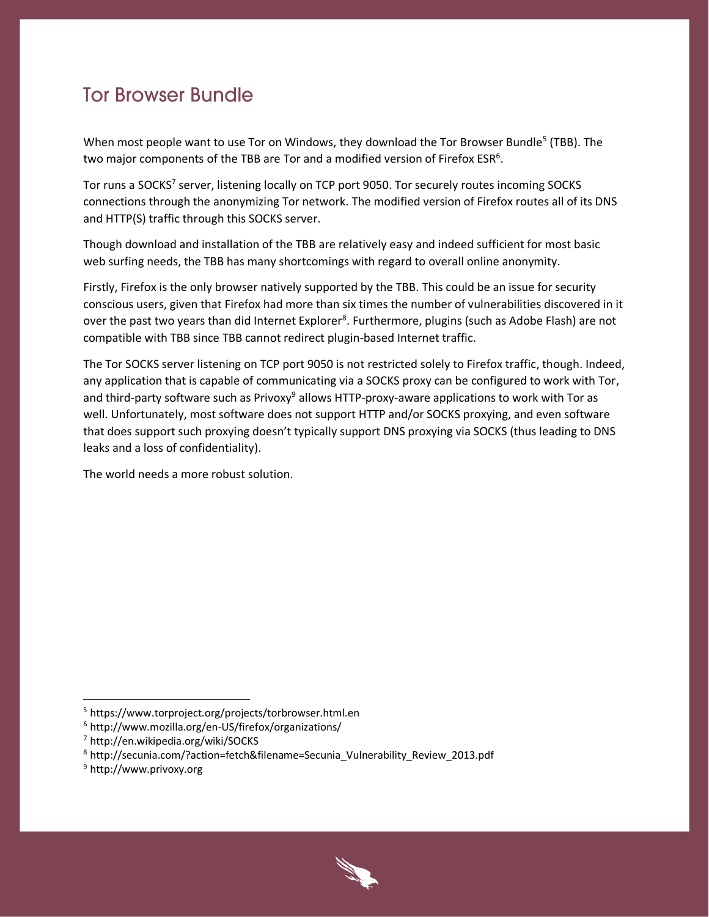## Tor Browser Bundle

When most people want to use Tor on Windows, they download the Tor Browser Bundle[5] (TBB). The two major components of the TBB are Tor and a modified version of Firefox ESR[6].

Tor runs a SOCKS[7] server, listening locally on TCP port 9050. Tor securely routes incoming SOCKS connections through the anonymizing Tor network. The modified version of Firefox routes all of its DNS and HTTP(S) traffic through this SOCKS server.

Though download and installation of the TBB are relatively easy and indeed sufficient for most basic web surfing needs, the TBB has many shortcomings with regard to overall online anonymity.

Firstly, Firefox is the only browser natively supported by the TBB. This could be an issue for security conscious users, given that Firefox had more than six times the number of vulnerabilities discovered in it over the past two years than did Internet Explorer[8]. Furthermore, plugins (such as Adobe Flash) are not compatible with TBB since TBB cannot redirect plugin-based Internet traffic.

The Tor SOCKS server listening on TCP port 9050 is not restricted solely to Firefox traffic, though. Indeed, any application that is capable of communicating via a SOCKS proxy can be configured to work with Tor, and third-party software such as Privoxy[9] allows HTTP-proxy-aware applications to work with Tor as well. Unfortunately, most software does not support HTTP and/or SOCKS proxying, and even software that does support such proxying doesn't typically support DNS proxying via SOCKS (thus leading to DNS leaks and a loss of confidentiality).

The world needs a more robust solution.

---

[5] https://www.torproject.org/projects/torbrowser.html.en
[6] http://www.mozilla.org/en-US/firefox/organizations/
[7] http://en.wikipedia.org/wiki/SOCKS
[8] http://secunia.com/?action=fetch&filename=Secunia_Vulnerability_Review_2013.pdf
[9] http://www.privoxy.org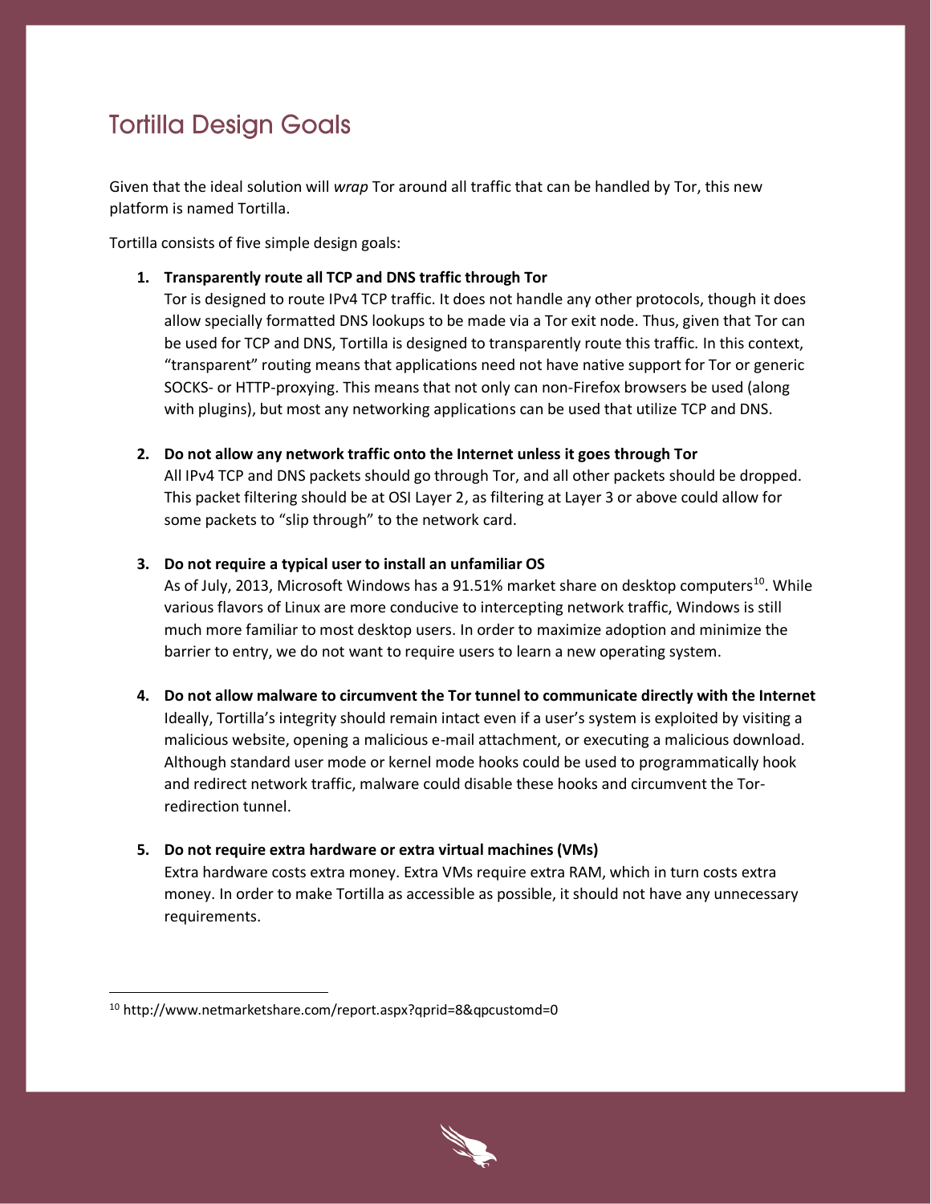## Tortilla Design Goals

Given that the ideal solution will *wrap* Tor around all traffic that can be handled by Tor, this new platform is named Tortilla.

Tortilla consists of five simple design goals:

1. **Transparently route all TCP and DNS traffic through Tor**
   Tor is designed to route IPv4 TCP traffic. It does not handle any other protocols, though it does allow specially formatted DNS lookups to be made via a Tor exit node. Thus, given that Tor can be used for TCP and DNS, Tortilla is designed to transparently route this traffic. In this context, "transparent" routing means that applications need not have native support for Tor or generic SOCKS- or HTTP-proxying. This means that not only can non-Firefox browsers be used (along with plugins), but most any networking applications can be used that utilize TCP and DNS.

2. **Do not allow any network traffic onto the Internet unless it goes through Tor**
   All IPv4 TCP and DNS packets should go through Tor, and all other packets should be dropped. This packet filtering should be at OSI Layer 2, as filtering at Layer 3 or above could allow for some packets to "slip through" to the network card.

3. **Do not require a typical user to install an unfamiliar OS**
   As of July, 2013, Microsoft Windows has a 91.51% market share on desktop computers[10]. While various flavors of Linux are more conducive to intercepting network traffic, Windows is still much more familiar to most desktop users. In order to maximize adoption and minimize the barrier to entry, we do not want to require users to learn a new operating system.

4. **Do not allow malware to circumvent the Tor tunnel to communicate directly with the Internet**
   Ideally, Tortilla's integrity should remain intact even if a user's system is exploited by visiting a malicious website, opening a malicious e-mail attachment, or executing a malicious download. Although standard user mode or kernel mode hooks could be used to programmatically hook and redirect network traffic, malware could disable these hooks and circumvent the Tor-redirection tunnel.

5. **Do not require extra hardware or extra virtual machines (VMs)**
   Extra hardware costs extra money. Extra VMs require extra RAM, which in turn costs extra money. In order to make Tortilla as accessible as possible, it should not have any unnecessary requirements.

---

[10] http://www.netmarketshare.com/report.aspx?qprid=8&qpcustomd=0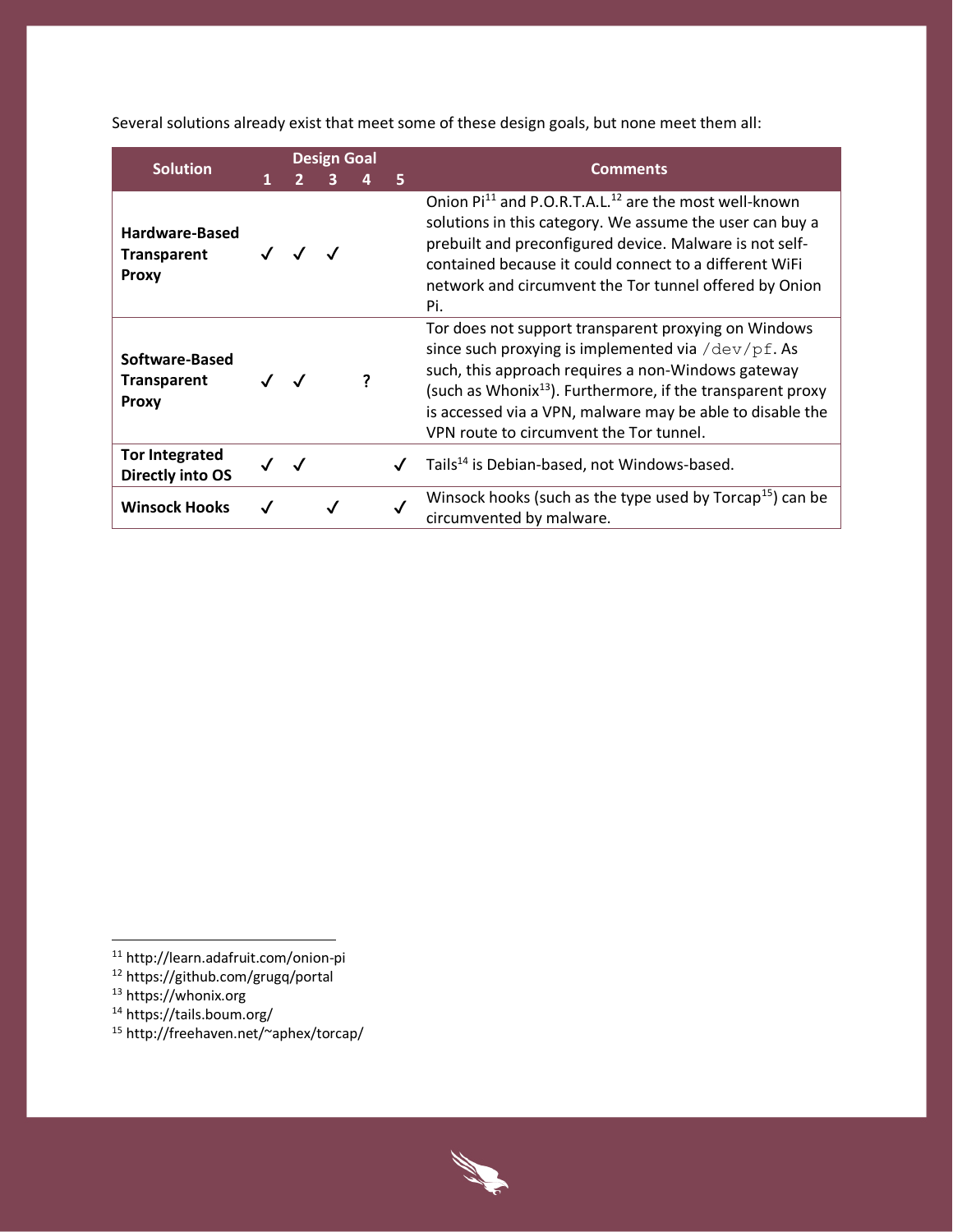Several solutions already exist that meet some of these design goals, but none meet them all:

| Solution | Design Goal 1 | 2 | 3 | 4 | 5 | Comments |
|---|---|---|---|---|---|---|
| **Hardware-Based Transparent Proxy** | ✓ | ✓ | ✓ | | | Onion Pi[11] and P.O.R.T.A.L.[12] are the most well-known solutions in this category. We assume the user can buy a prebuilt and preconfigured device. Malware is not self-contained because it could connect to a different WiFi network and circumvent the Tor tunnel offered by Onion Pi. |
| **Software-Based Transparent Proxy** | ✓ | ✓ | | ? | | Tor does not support transparent proxying on Windows since such proxying is implemented via `/dev/pf`. As such, this approach requires a non-Windows gateway (such as Whonix[13]). Furthermore, if the transparent proxy is accessed via a VPN, malware may be able to disable the VPN route to circumvent the Tor tunnel. |
| **Tor Integrated Directly into OS** | ✓ | ✓ | | | ✓ | Tails[14] is Debian-based, not Windows-based. |
| **Winsock Hooks** | ✓ | | ✓ | | ✓ | Winsock hooks (such as the type used by Torcap[15]) can be circumvented by malware. |

[11] http://learn.adafruit.com/onion-pi
[12] https://github.com/grugq/portal
[13] https://whonix.org
[14] https://tails.boum.org/
[15] http://freehaven.net/~aphex/torcap/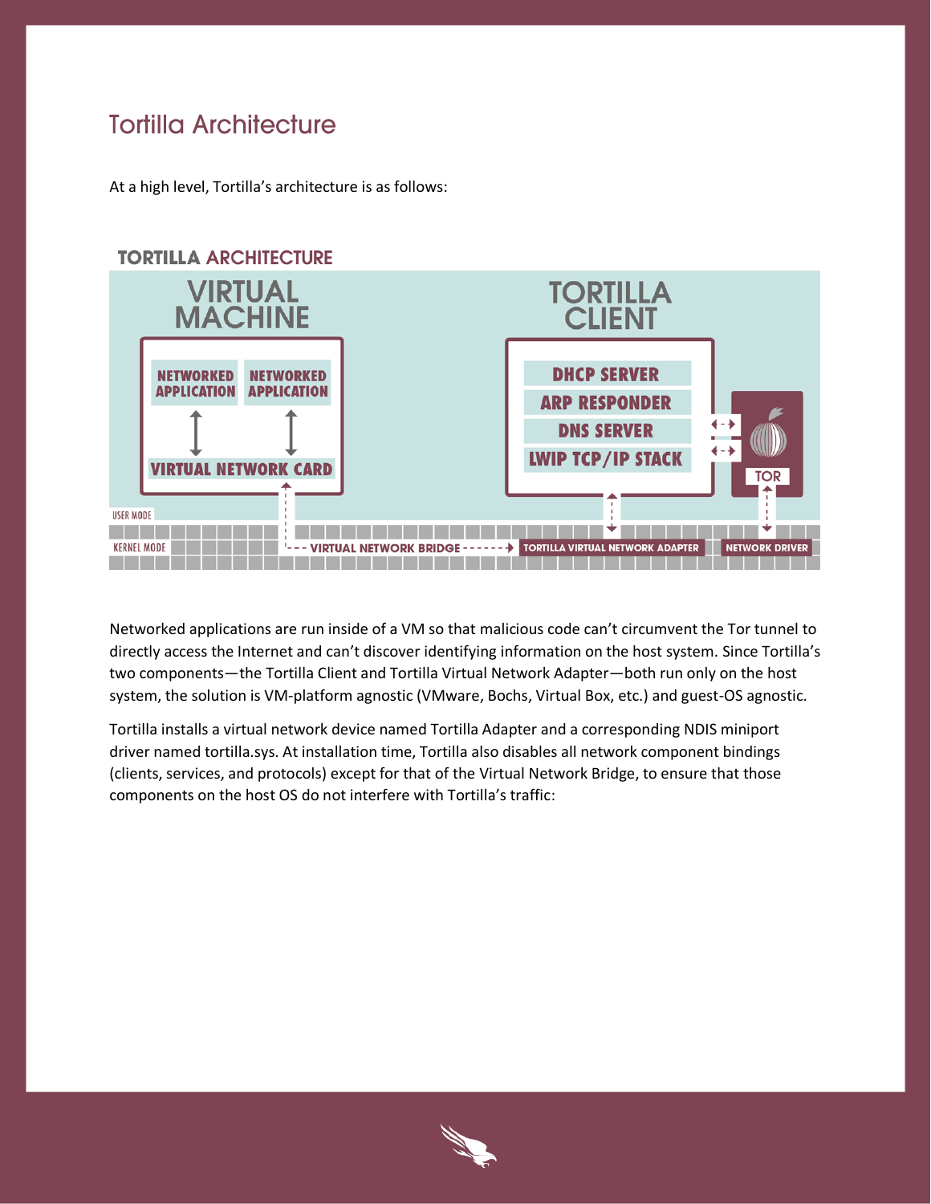## Tortilla Architecture

At a high level, Tortilla's architecture is as follows:

**TORTILLA ARCHITECTURE**

VIRTUAL MACHINE

NETWORKED APPLICATION | NETWORKED APPLICATION

VIRTUAL NETWORK CARD

TORTILLA CLIENT

DHCP SERVER

ARP RESPONDER

DNS SERVER

LWIP TCP/IP STACK

TOR

USER MODE

KERNEL MODE

VIRTUAL NETWORK BRIDGE → TORTILLA VIRTUAL NETWORK ADAPTER

NETWORK DRIVER

Networked applications are run inside of a VM so that malicious code can't circumvent the Tor tunnel to directly access the Internet and can't discover identifying information on the host system. Since Tortilla's two components—the Tortilla Client and Tortilla Virtual Network Adapter—both run only on the host system, the solution is VM-platform agnostic (VMware, Bochs, Virtual Box, etc.) and guest-OS agnostic.

Tortilla installs a virtual network device named Tortilla Adapter and a corresponding NDIS miniport driver named tortilla.sys. At installation time, Tortilla also disables all network component bindings (clients, services, and protocols) except for that of the Virtual Network Bridge, to ensure that those components on the host OS do not interfere with Tortilla's traffic: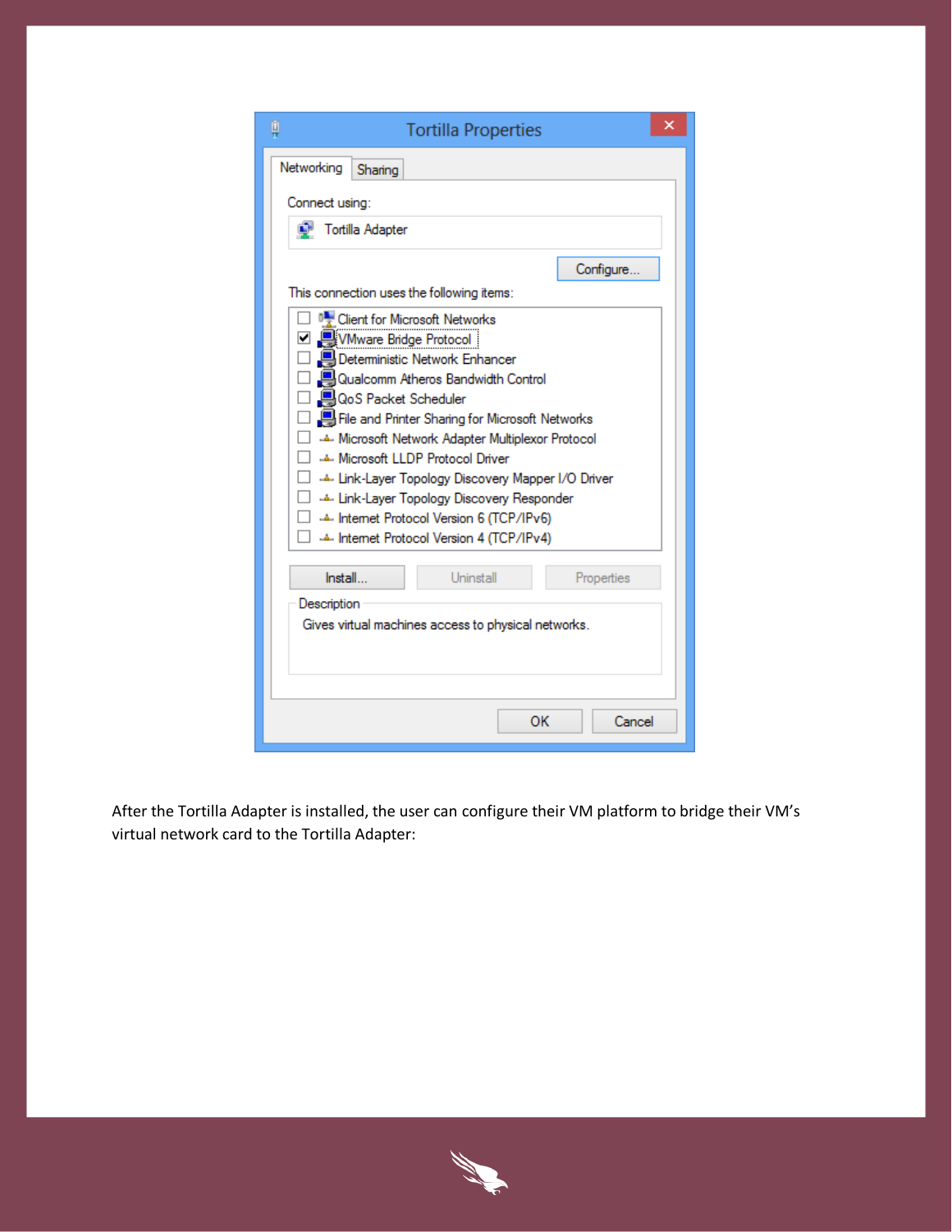After the Tortilla Adapter is installed, the user can configure their VM platform to bridge their VM's virtual network card to the Tortilla Adapter: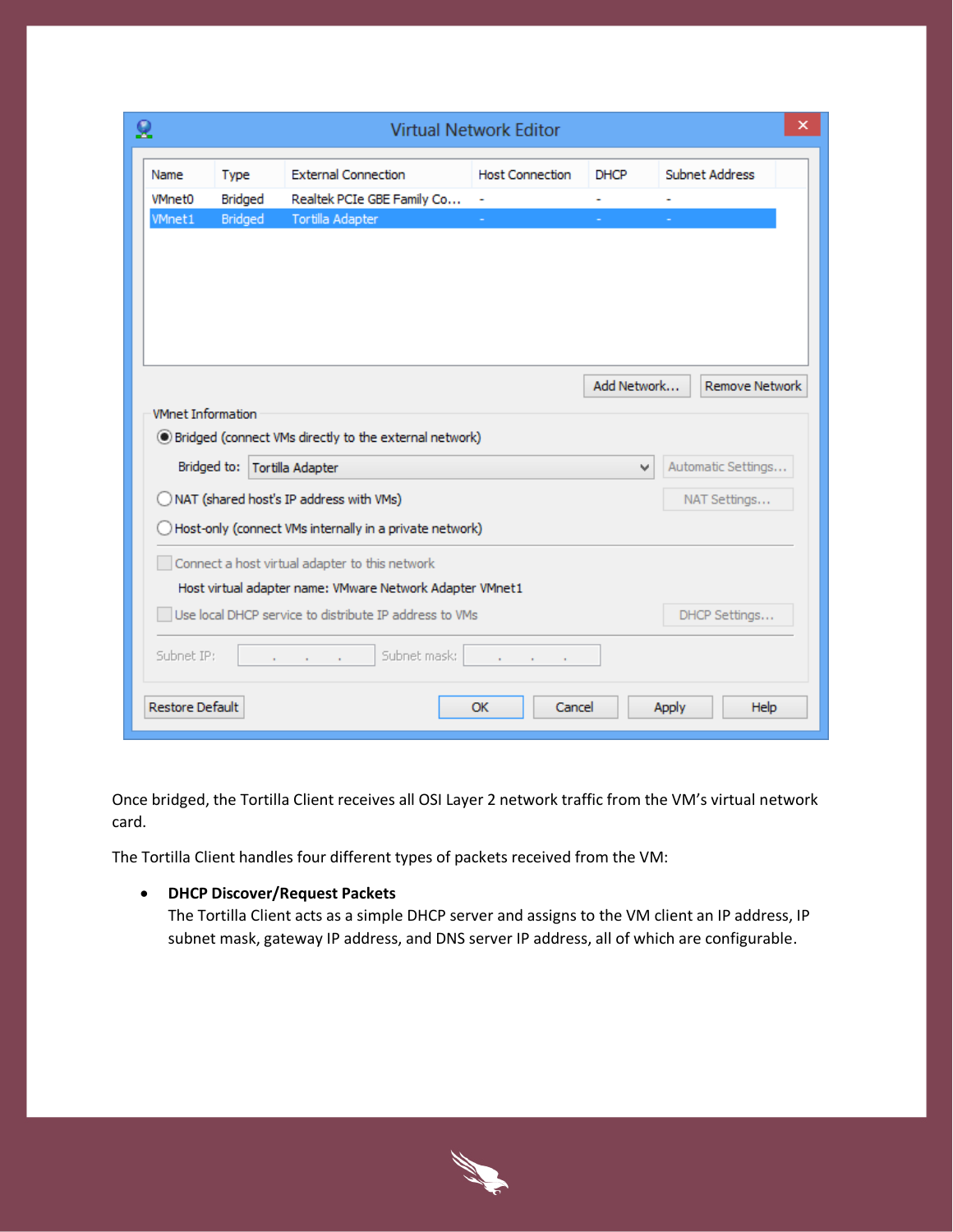Once bridged, the Tortilla Client receives all OSI Layer 2 network traffic from the VM's virtual network card.

The Tortilla Client handles four different types of packets received from the VM:

- **DHCP Discover/Request Packets**
  The Tortilla Client acts as a simple DHCP server and assigns to the VM client an IP address, IP subnet mask, gateway IP address, and DNS server IP address, all of which are configurable.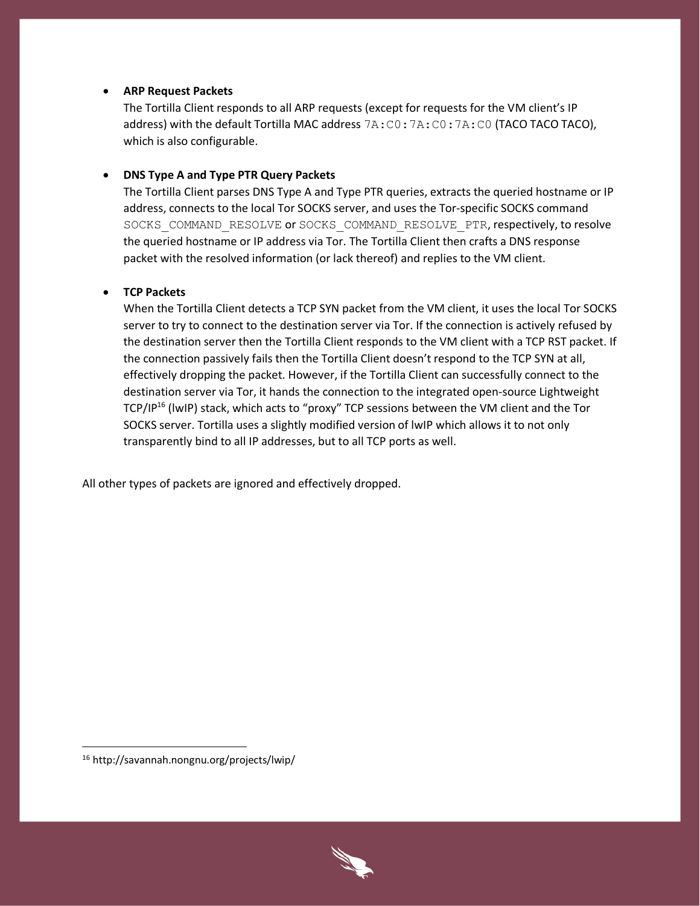- **ARP Request Packets**
  The Tortilla Client responds to all ARP requests (except for requests for the VM client's IP address) with the default Tortilla MAC address `7A:C0:7A:C0:7A:C0` (TACO TACO TACO), which is also configurable.

- **DNS Type A and Type PTR Query Packets**
  The Tortilla Client parses DNS Type A and Type PTR queries, extracts the queried hostname or IP address, connects to the local Tor SOCKS server, and uses the Tor-specific SOCKS command `SOCKS_COMMAND_RESOLVE` or `SOCKS_COMMAND_RESOLVE_PTR`, respectively, to resolve the queried hostname or IP address via Tor. The Tortilla Client then crafts a DNS response packet with the resolved information (or lack thereof) and replies to the VM client.

- **TCP Packets**
  When the Tortilla Client detects a TCP SYN packet from the VM client, it uses the local Tor SOCKS server to try to connect to the destination server via Tor. If the connection is actively refused by the destination server then the Tortilla Client responds to the VM client with a TCP RST packet. If the connection passively fails then the Tortilla Client doesn't respond to the TCP SYN at all, effectively dropping the packet. However, if the Tortilla Client can successfully connect to the destination server via Tor, it hands the connection to the integrated open-source Lightweight TCP/IP[16] (lwIP) stack, which acts to "proxy" TCP sessions between the VM client and the Tor SOCKS server. Tortilla uses a slightly modified version of lwIP which allows it to not only transparently bind to all IP addresses, but to all TCP ports as well.

All other types of packets are ignored and effectively dropped.

[16] http://savannah.nongnu.org/projects/lwip/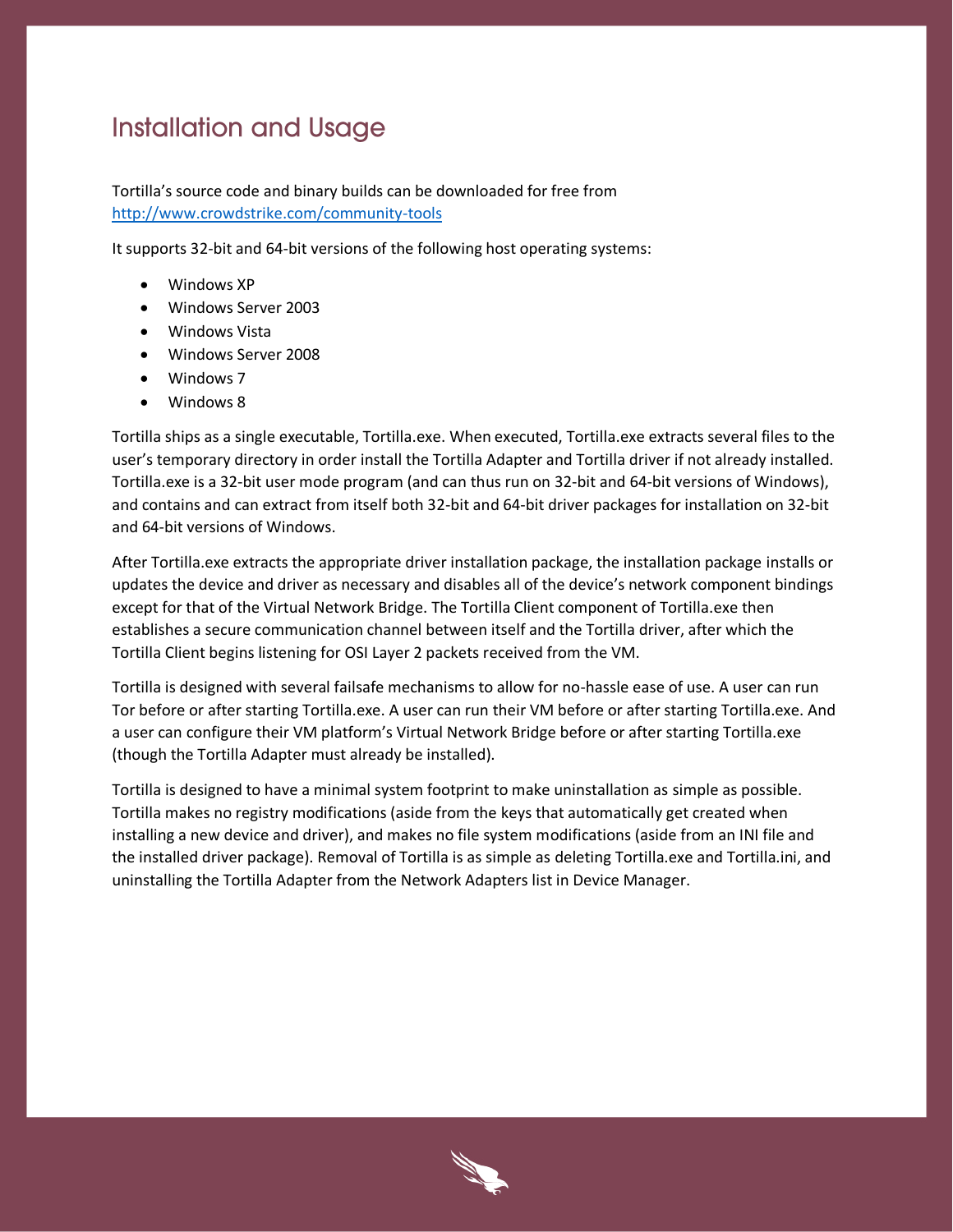## Installation and Usage

Tortilla's source code and binary builds can be downloaded for free from http://www.crowdstrike.com/community-tools

It supports 32-bit and 64-bit versions of the following host operating systems:

- Windows XP
- Windows Server 2003
- Windows Vista
- Windows Server 2008
- Windows 7
- Windows 8

Tortilla ships as a single executable, Tortilla.exe. When executed, Tortilla.exe extracts several files to the user's temporary directory in order install the Tortilla Adapter and Tortilla driver if not already installed. Tortilla.exe is a 32-bit user mode program (and can thus run on 32-bit and 64-bit versions of Windows), and contains and can extract from itself both 32-bit and 64-bit driver packages for installation on 32-bit and 64-bit versions of Windows.

After Tortilla.exe extracts the appropriate driver installation package, the installation package installs or updates the device and driver as necessary and disables all of the device's network component bindings except for that of the Virtual Network Bridge. The Tortilla Client component of Tortilla.exe then establishes a secure communication channel between itself and the Tortilla driver, after which the Tortilla Client begins listening for OSI Layer 2 packets received from the VM.

Tortilla is designed with several failsafe mechanisms to allow for no-hassle ease of use. A user can run Tor before or after starting Tortilla.exe. A user can run their VM before or after starting Tortilla.exe. And a user can configure their VM platform's Virtual Network Bridge before or after starting Tortilla.exe (though the Tortilla Adapter must already be installed).

Tortilla is designed to have a minimal system footprint to make uninstallation as simple as possible. Tortilla makes no registry modifications (aside from the keys that automatically get created when installing a new device and driver), and makes no file system modifications (aside from an INI file and the installed driver package). Removal of Tortilla is as simple as deleting Tortilla.exe and Tortilla.ini, and uninstalling the Tortilla Adapter from the Network Adapters list in Device Manager.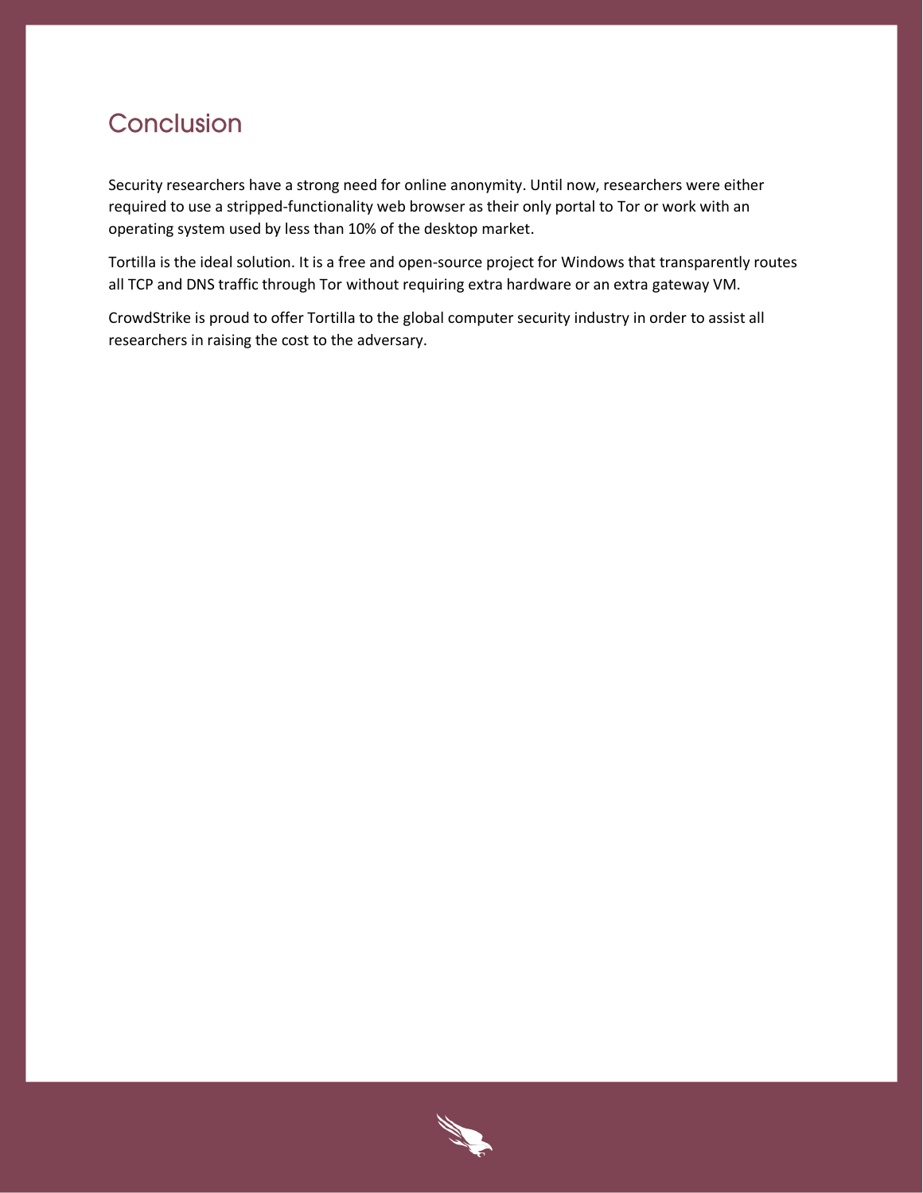## Conclusion

Security researchers have a strong need for online anonymity. Until now, researchers were either required to use a stripped-functionality web browser as their only portal to Tor or work with an operating system used by less than 10% of the desktop market.

Tortilla is the ideal solution. It is a free and open-source project for Windows that transparently routes all TCP and DNS traffic through Tor without requiring extra hardware or an extra gateway VM.

CrowdStrike is proud to offer Tortilla to the global computer security industry in order to assist all researchers in raising the cost to the adversary.